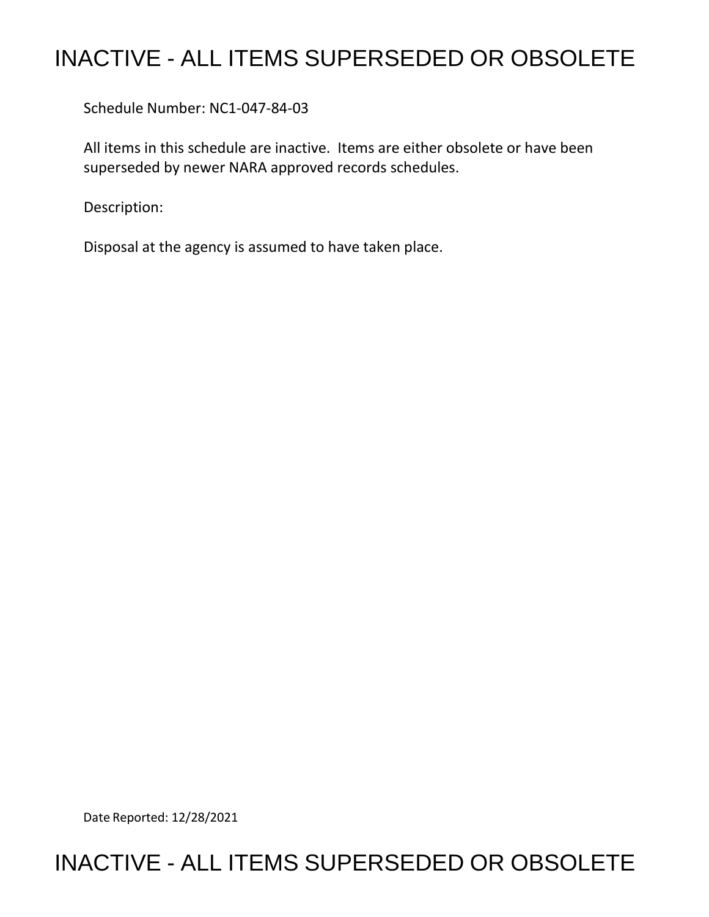# INACTIVE - ALL ITEMS SUPERSEDED OR OBSOLETE

Schedule Number: NC1-047-84-03

All items in this schedule are inactive. Items are either obsolete or have been superseded by newer NARA approved records schedules.

Description:

Disposal at the agency is assumed to have taken place.

Date Reported: 12/28/2021

# INACTIVE - ALL ITEMS SUPERSEDED OR OBSOLETE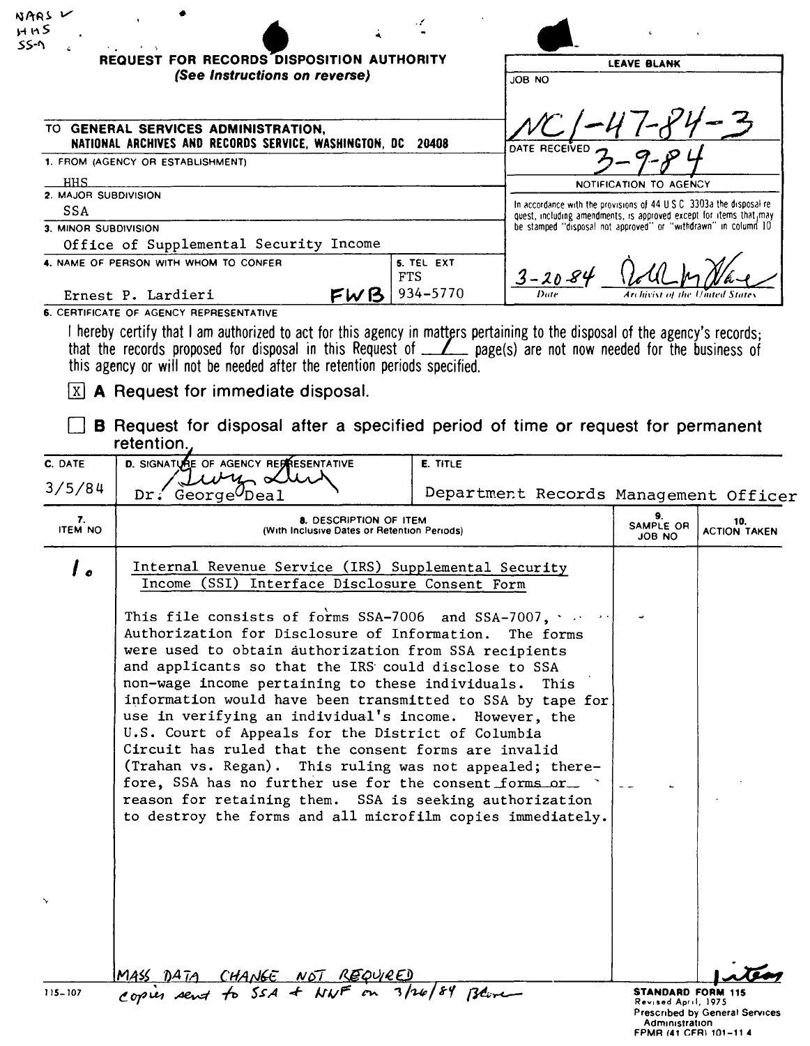NARS ✓
HHS
SS-?

## REQUEST FOR RECORDS DISPOSITION AUTHORITY
*(See Instructions on reverse)*

| | LEAVE BLANK |
|---|---|
| TO **GENERAL SERVICES ADMINISTRATION, NATIONAL ARCHIVES AND RECORDS SERVICE, WASHINGTON, DC 20408** | JOB NO NC1-47-84-3 |
| 1. FROM (AGENCY OR ESTABLISHMENT) HHS | DATE RECEIVED 3-9-84 |
| 2. MAJOR SUBDIVISION SSA | NOTIFICATION TO AGENCY |
| 3. MINOR SUBDIVISION Office of Supplemental Security Income | In accordance with the provisions of 44 U.S.C. 3303a the disposal request, including amendments, is approved except for items that may be stamped "disposal not approved" or "withdrawn" in column 10 |
| 4. NAME OF PERSON WITH WHOM TO CONFER Ernest P. Lardieri FWB — 5. TEL EXT FTS 934-5770 | 3-20-84 (Date) [signature] (Archivist of the United States) |

6. CERTIFICATE OF AGENCY REPRESENTATIVE

I hereby certify that I am authorized to act for this agency in matters pertaining to the disposal of the agency's records; that the records proposed for disposal in this Request of 1 page(s) are not now needed for the business of this agency or will not be needed after the retention periods specified.

[X] **A** Request for immediate disposal.

[ ] **B** Request for disposal after a specified period of time or request for permanent retention.

| C. DATE | D. SIGNATURE OF AGENCY REPRESENTATIVE | E. TITLE |
|---|---|---|
| 3/5/84 | Dr. George Deal | Department Records Management Officer |

| 7. ITEM NO | 8. DESCRIPTION OF ITEM (With Inclusive Dates or Retention Periods) | 9. SAMPLE OR JOB NO | 10. ACTION TAKEN |
|---|---|---|---|
| 1. | Internal Revenue Service (IRS) Supplemental Security Income (SSI) Interface Disclosure Consent Form<br><br>This file consists of forms SSA-7006 and SSA-7007, Authorization for Disclosure of Information. The forms were used to obtain authorization from SSA recipients and applicants so that the IRS could disclose to SSA non-wage income pertaining to these individuals. This information would have been transmitted to SSA by tape for use in verifying an individual's income. However, the U.S. Court of Appeals for the District of Columbia Circuit has ruled that the consent forms are invalid (Trahan vs. Regan). This ruling was not appealed; therefore, SSA has no further use for the consent forms or reason for retaining them. SSA is seeking authorization to destroy the forms and all microfilm copies immediately. | | |

MASS DATA CHANGE NOT REQUIRED

copies sent to SSA + NNF on 3/26/84 [initials]

1 item

115-107

**STANDARD FORM 115**
Revised April, 1975
Prescribed by General Services Administration
FPMR (41 CFR) 101-11.4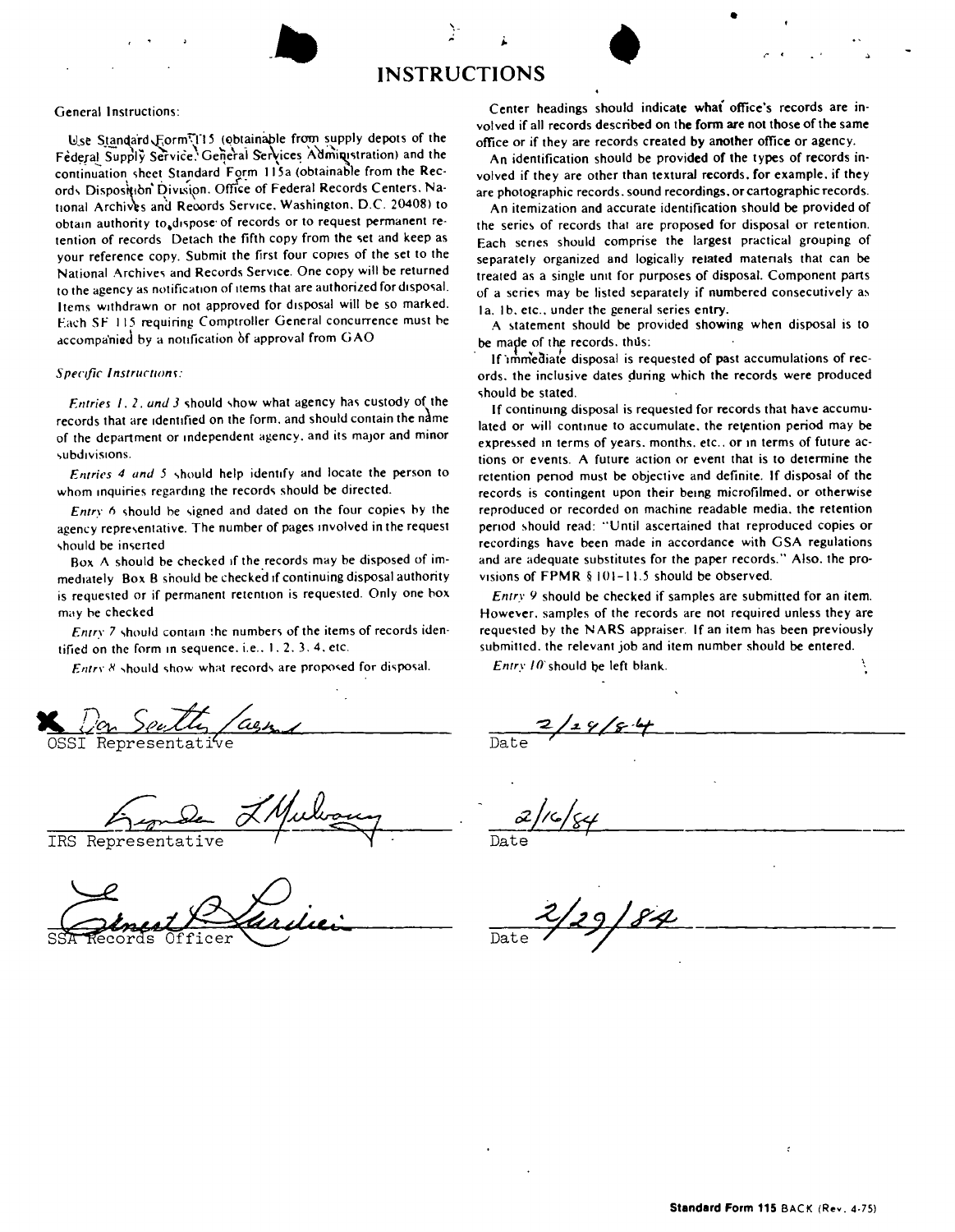# INSTRUCTIONS

General Instructions:

Use Standard Form 115 (obtainable from supply depots of the Federal Supply Service, General Services Administration) and the continuation sheet Standard Form 115a (obtainable from the Records Disposition Division, Office of Federal Records Centers, National Archives and Records Service, Washington, D.C. 20408) to obtain authority to dispose of records or to request permanent retention of records. Detach the fifth copy from the set and keep as your reference copy. Submit the first four copies of the set to the National Archives and Records Service. One copy will be returned to the agency as notification of items that are authorized for disposal. Items withdrawn or not approved for disposal will be so marked. Each SF 115 requiring Comptroller General concurrence must be accompanied by a notification of approval from GAO.

*Specific Instructions:*

*Entries 1, 2, and 3* should show what agency has custody of the records that are identified on the form, and should contain the name of the department or independent agency, and its major and minor subdivisions.

*Entries 4 and 5* should help identify and locate the person to whom inquiries regarding the records should be directed.

*Entry 6* should be signed and dated on the four copies by the agency representative. The number of pages involved in the request should be inserted.

Box A should be checked if the records may be disposed of immediately. Box B should be checked if continuing disposal authority is requested or if permanent retention is requested. Only one box may be checked.

*Entry 7* should contain the numbers of the items of records identified on the form in sequence, i.e., 1, 2, 3, 4, etc.

*Entry 8* should show what records are proposed for disposal.

Center headings should indicate what office's records are involved if all records described on the form are not those of the same office or if they are records created by another office or agency.

An identification should be provided of the types of records involved if they are other than textural records, for example, if they are photographic records, sound recordings, or cartographic records.

An itemization and accurate identification should be provided of the series of records that are proposed for disposal or retention. Each series should comprise the largest practical grouping of separately organized and logically related materials that can be treated as a single unit for purposes of disposal. Component parts of a series may be listed separately if numbered consecutively as 1a, 1b, etc., under the general series entry.

A statement should be provided showing when disposal is to be made of the records, thus:

If immediate disposal is requested of past accumulations of records, the inclusive dates during which the records were produced should be stated.

If continuing disposal is requested for records that have accumulated or will continue to accumulate, the retention period may be expressed in terms of years, months, etc., or in terms of future actions or events. A future action or event that is to determine the retention period must be objective and definite. If disposal of the records is contingent upon their being microfilmed, or otherwise reproduced or recorded on machine readable media, the retention period should read: "Until ascertained that reproduced copies or recordings have been made in accordance with GSA regulations and are adequate substitutes for the paper records." Also, the provisions of FPMR § 101-11.5 should be observed.

*Entry 9* should be checked if samples are submitted for an item. However, samples of the records are not required unless they are requested by the NARS appraiser. If an item has been previously submitted, the relevant job and item number should be entered.

*Entry 10* should be left blank.

X Don Scatty /ags — OSSI Representative — Date: 2/24/84

Reynolds L Mulvany — IRS Representative — Date: 2/16/84

Ernest P. Lardieri — SSA Records Officer — Date: 2/29/84

**Standard Form 115** BACK (Rev. 4-75)